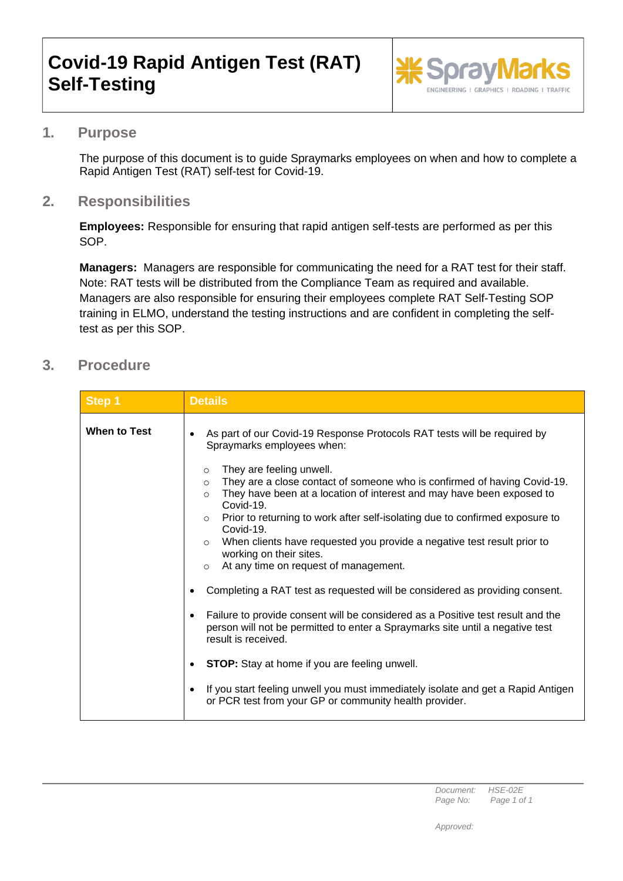# Covid-19 Rapid Antigen Test (RAT) Self-Testing

## 1. Purpose

The purpose of this document is to guide Spraymarks employees on when and how to complete a Rapid Antigen Test (RAT) self-test for Covid-19.

## 2. Responsibilities

**Employees:** Responsible for ensuring that rapid antigen self-tests are performed as per this SOP.

**Managers:** Managers are responsible for communicating the need for a RAT test for their staff. Note: RAT tests will be distributed from the Compliance Team as required and available. Managers are also responsible for ensuring their employees complete RAT Self-Testing SOP training in ELMO, understand the testing instructions and are confident in completing the self-test as per this SOP.

## 3. Procedure

| Step 1 | Details |
|---|---|
| **When to Test** | • As part of our Covid-19 Response Protocols RAT tests will be required by Spraymarks employees when:<br>○ They are feeling unwell.<br>○ They are a close contact of someone who is confirmed of having Covid-19.<br>○ They have been at a location of interest and may have been exposed to Covid-19.<br>○ Prior to returning to work after self-isolating due to confirmed exposure to Covid-19.<br>○ When clients have requested you provide a negative test result prior to working on their sites.<br>○ At any time on request of management.<br>• Completing a RAT test as requested will be considered as providing consent.<br>• Failure to provide consent will be considered as a Positive test result and the person will not be permitted to enter a Spraymarks site until a negative test result is received.<br>• **STOP:** Stay at home if you are feeling unwell.<br>• If you start feeling unwell you must immediately isolate and get a Rapid Antigen or PCR test from your GP or community health provider. |

Document: HSE-02E
Page No: Page 1 of 1

Approved: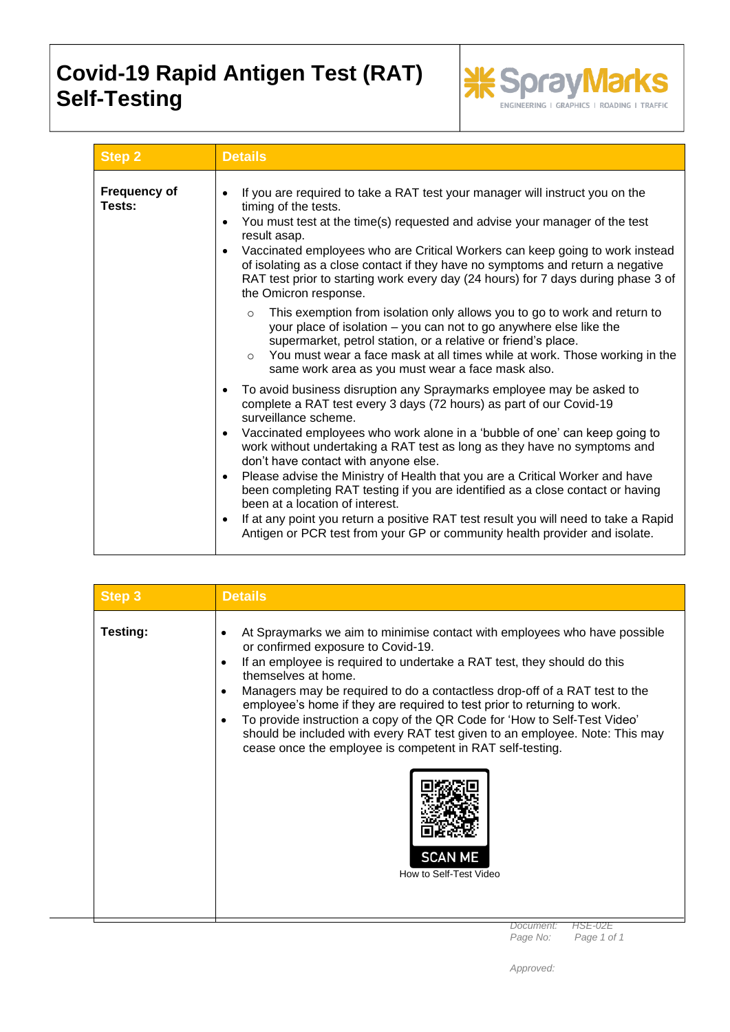# Covid-19 Rapid Antigen Test (RAT) Self-Testing

| Step 2 | Details |
|---|---|
| **Frequency of Tests:** | • If you are required to take a RAT test your manager will instruct you on the timing of the tests.<br>• You must test at the time(s) requested and advise your manager of the test result asap.<br>• Vaccinated employees who are Critical Workers can keep going to work instead of isolating as a close contact if they have no symptoms and return a negative RAT test prior to starting work every day (24 hours) for 7 days during phase 3 of the Omicron response.<br>  ○ This exemption from isolation only allows you to go to work and return to your place of isolation – you can not to go anywhere else like the supermarket, petrol station, or a relative or friend's place.<br>  ○ You must wear a face mask at all times while at work. Those working in the same work area as you must wear a face mask also.<br>• To avoid business disruption any Spraymarks employee may be asked to complete a RAT test every 3 days (72 hours) as part of our Covid-19 surveillance scheme.<br>• Vaccinated employees who work alone in a 'bubble of one' can keep going to work without undertaking a RAT test as long as they have no symptoms and don't have contact with anyone else.<br>• Please advise the Ministry of Health that you are a Critical Worker and have been completing RAT testing if you are identified as a close contact or having been at a location of interest.<br>• If at any point you return a positive RAT test result you will need to take a Rapid Antigen or PCR test from your GP or community health provider and isolate. |

| Step 3 | Details |
|---|---|
| **Testing:** | • At Spraymarks we aim to minimise contact with employees who have possible or confirmed exposure to Covid-19.<br>• If an employee is required to undertake a RAT test, they should do this themselves at home.<br>• Managers may be required to do a contactless drop-off of a RAT test to the employee's home if they are required to test prior to returning to work.<br>• To provide instruction a copy of the QR Code for 'How to Self-Test Video' should be included with every RAT test given to an employee. Note: This may cease once the employee is competent in RAT self-testing.<br><br>SCAN ME<br>How to Self-Test Video |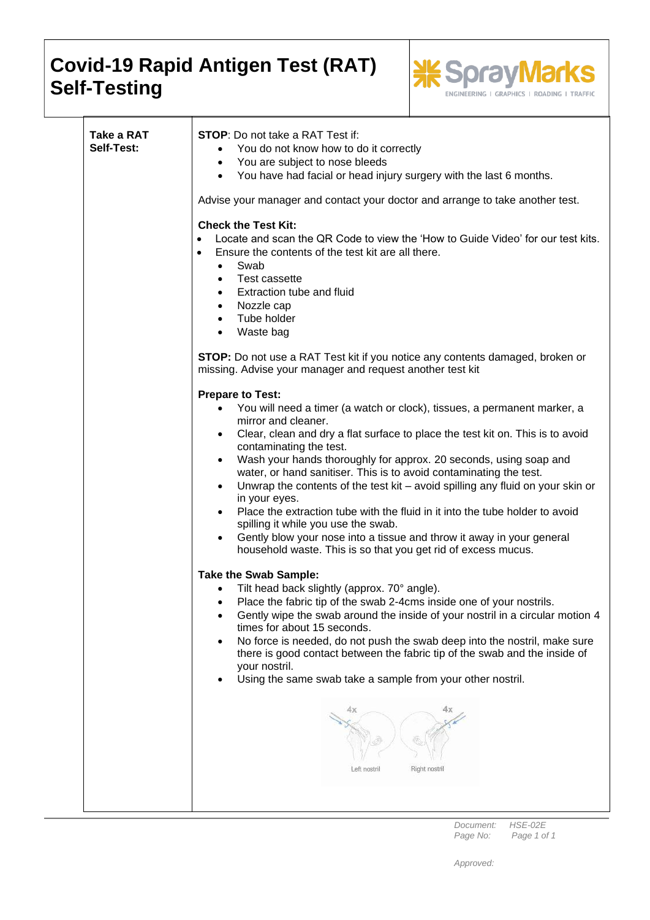# Covid-19 Rapid Antigen Test (RAT) Self-Testing

SprayMarks
ENGINEERING | GRAPHICS | ROADING | TRAFFIC

**Take a RAT Self-Test:**

**STOP**: Do not take a RAT Test if:

- You do not know how to do it correctly
- You are subject to nose bleeds
- You have had facial or head injury surgery with the last 6 months.

Advise your manager and contact your doctor and arrange to take another test.

**Check the Test Kit:**

- Locate and scan the QR Code to view the 'How to Guide Video' for our test kits.
- Ensure the contents of the test kit are all there.
  - Swab
  - Test cassette
  - Extraction tube and fluid
  - Nozzle cap
  - Tube holder
  - Waste bag

**STOP:** Do not use a RAT Test kit if you notice any contents damaged, broken or missing. Advise your manager and request another test kit

**Prepare to Test:**

- You will need a timer (a watch or clock), tissues, a permanent marker, a mirror and cleaner.
- Clear, clean and dry a flat surface to place the test kit on. This is to avoid contaminating the test.
- Wash your hands thoroughly for approx. 20 seconds, using soap and water, or hand sanitiser. This is to avoid contaminating the test.
- Unwrap the contents of the test kit – avoid spilling any fluid on your skin or in your eyes.
- Place the extraction tube with the fluid in it into the tube holder to avoid spilling it while you use the swab.
- Gently blow your nose into a tissue and throw it away in your general household waste. This is so that you get rid of excess mucus.

**Take the Swab Sample:**

- Tilt head back slightly (approx. 70° angle).
- Place the fabric tip of the swab 2-4cms inside one of your nostrils.
- Gently wipe the swab around the inside of your nostril in a circular motion 4 times for about 15 seconds.
- No force is needed, do not push the swab deep into the nostril, make sure there is good contact between the fabric tip of the swab and the inside of your nostril.
- Using the same swab take a sample from your other nostril.

4x
Left nostril

4x
Right nostril

Document: HSE-02E
Page No: Page 1 of 1

Approved: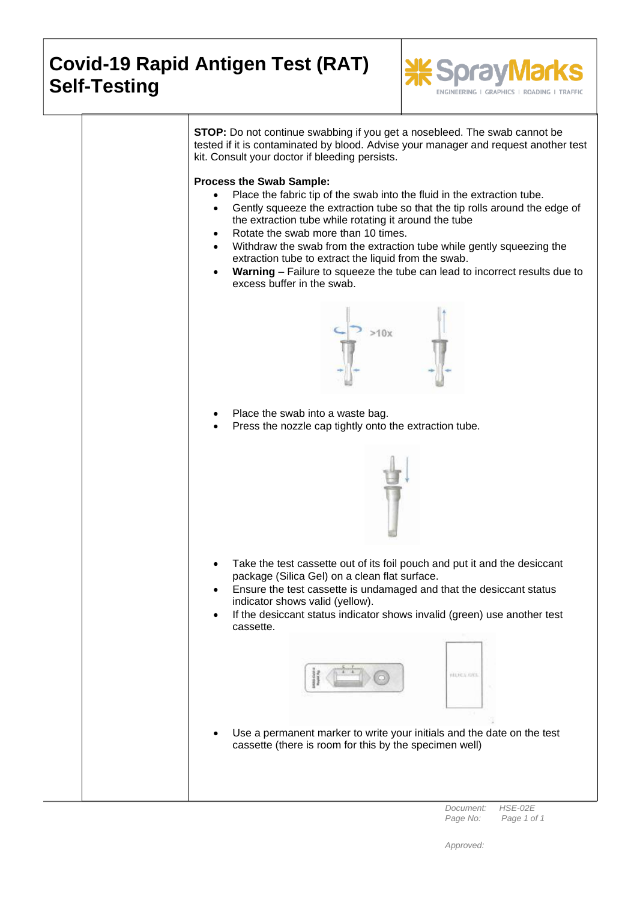**STOP:** Do not continue swabbing if you get a nosebleed. The swab cannot be tested if it is contaminated by blood. Advise your manager and request another test kit. Consult your doctor if bleeding persists.

**Process the Swab Sample:**

- Place the fabric tip of the swab into the fluid in the extraction tube.
- Gently squeeze the extraction tube so that the tip rolls around the edge of the extraction tube while rotating it around the tube
- Rotate the swab more than 10 times.
- Withdraw the swab from the extraction tube while gently squeezing the extraction tube to extract the liquid from the swab.
- **Warning** – Failure to squeeze the tube can lead to incorrect results due to excess buffer in the swab.

>10x

- Place the swab into a waste bag.
- Press the nozzle cap tightly onto the extraction tube.

- Take the test cassette out of its foil pouch and put it and the desiccant package (Silica Gel) on a clean flat surface.
- Ensure the test cassette is undamaged and that the desiccant status indicator shows valid (yellow).
- If the desiccant status indicator shows invalid (green) use another test cassette.

- Use a permanent marker to write your initials and the date on the test cassette (there is room for this by the specimen well)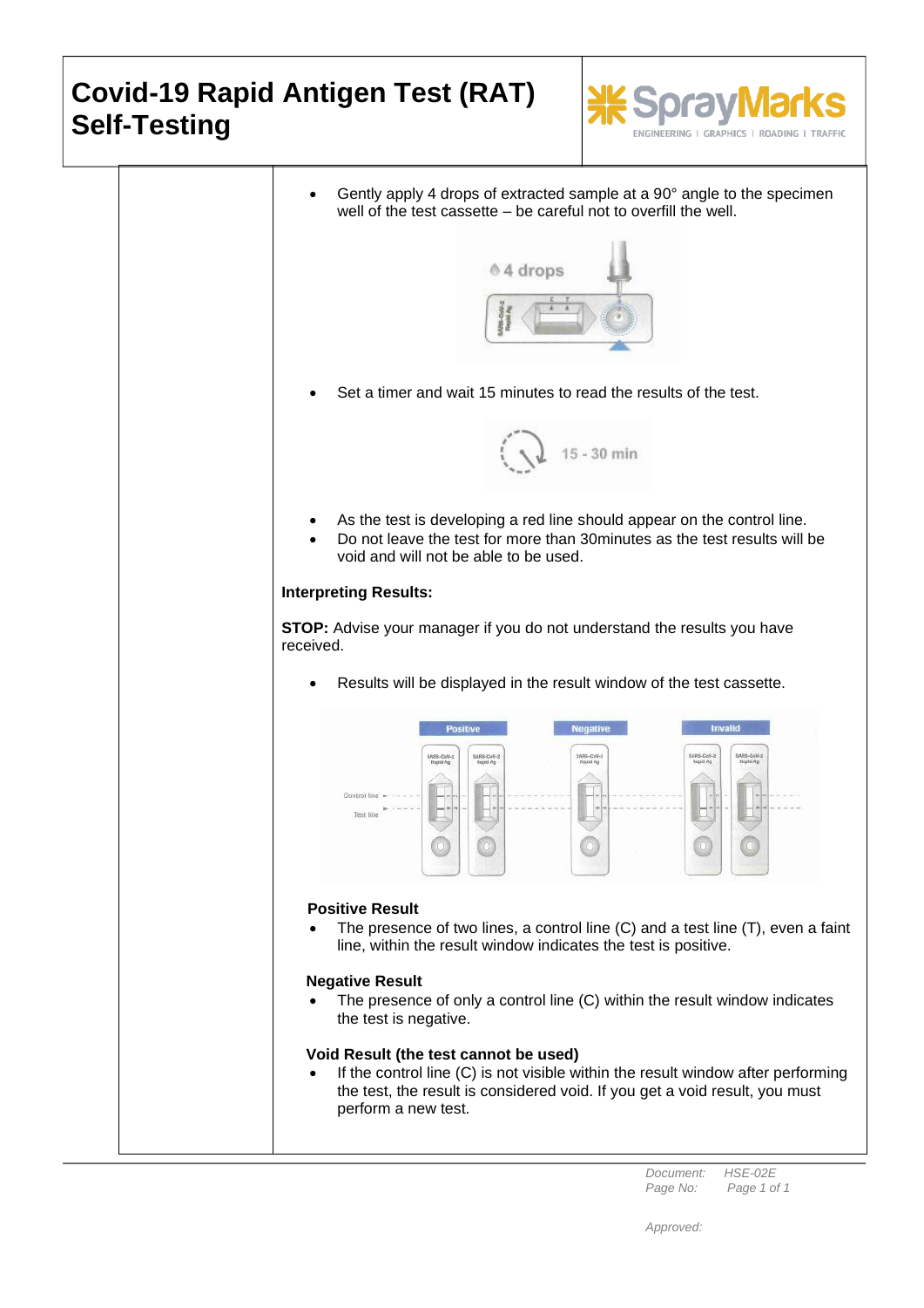# Covid-19 Rapid Antigen Test (RAT) Self-Testing

- Gently apply 4 drops of extracted sample at a 90° angle to the specimen well of the test cassette – be careful not to overfill the well.

4 drops

- Set a timer and wait 15 minutes to read the results of the test.

15 - 30 min

- As the test is developing a red line should appear on the control line.
- Do not leave the test for more than 30minutes as the test results will be void and will not be able to be used.

**Interpreting Results:**

**STOP:** Advise your manager if you do not understand the results you have received.

- Results will be displayed in the result window of the test cassette.

Positive

Negative

Invalid

Control line

Test line

### Positive Result

- The presence of two lines, a control line (C) and a test line (T), even a faint line, within the result window indicates the test is positive.

### Negative Result

- The presence of only a control line (C) within the result window indicates the test is negative.

### Void Result (the test cannot be used)

- If the control line (C) is not visible within the result window after performing the test, the result is considered void. If you get a void result, you must perform a new test.

*Document: HSE-02E*

*Approved:*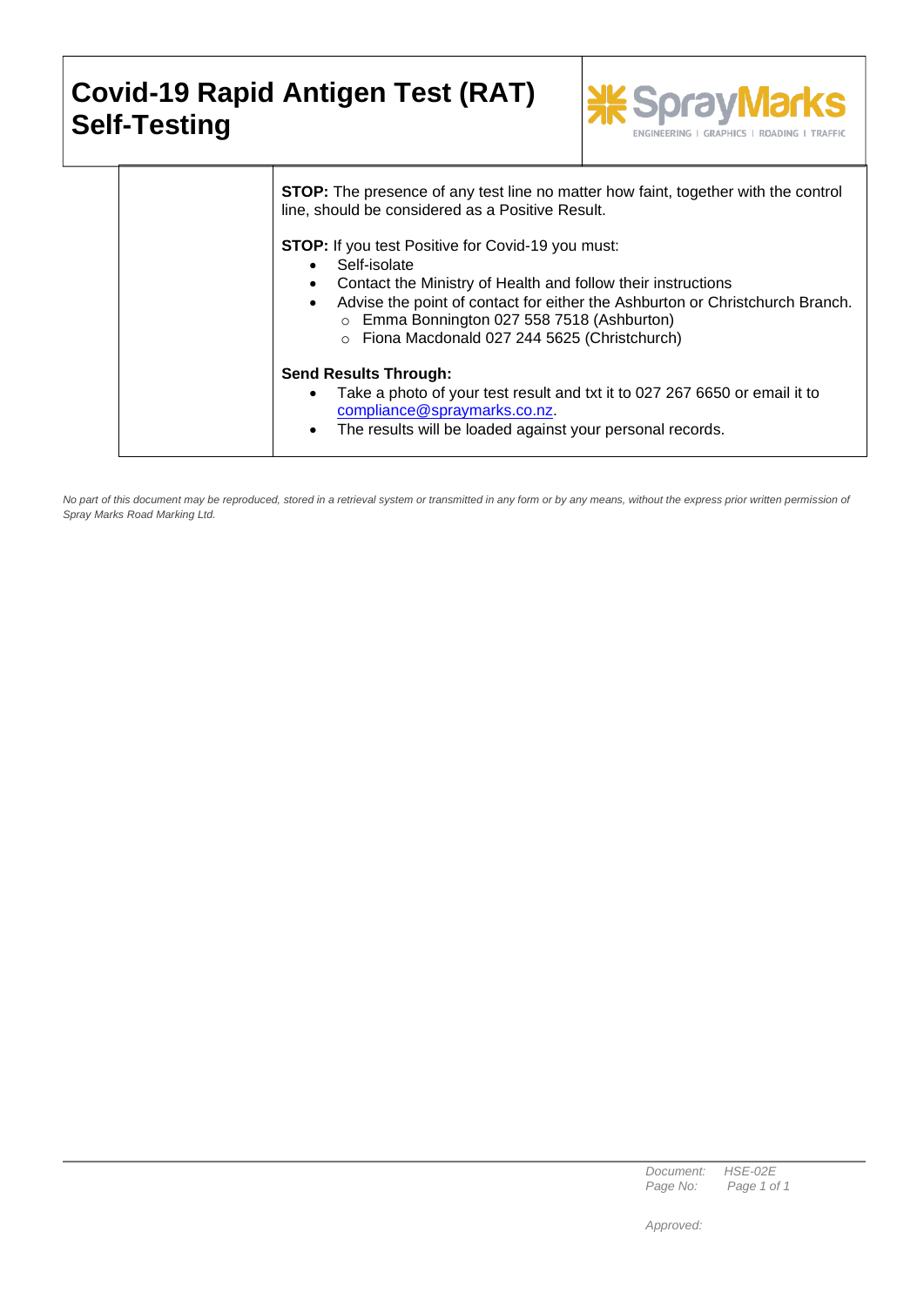# Covid-19 Rapid Antigen Test (RAT) Self-Testing

| | |
|---|---|
| | **STOP:** The presence of any test line no matter how faint, together with the control line, should be considered as a Positive Result.<br><br>**STOP:** If you test Positive for Covid-19 you must:<br>• Self-isolate<br>• Contact the Ministry of Health and follow their instructions<br>• Advise the point of contact for either the Ashburton or Christchurch Branch.<br>  ○ Emma Bonnington 027 558 7518 (Ashburton)<br>  ○ Fiona Macdonald 027 244 5625 (Christchurch)<br><br>**Send Results Through:**<br>• Take a photo of your test result and txt it to 027 267 6650 or email it to compliance@spraymarks.co.nz.<br>• The results will be loaded against your personal records. |

*No part of this document may be reproduced, stored in a retrieval system or transmitted in any form or by any means, without the express prior written permission of Spray Marks Road Marking Ltd.*

*Document: HSE-02E*

*Approved:*